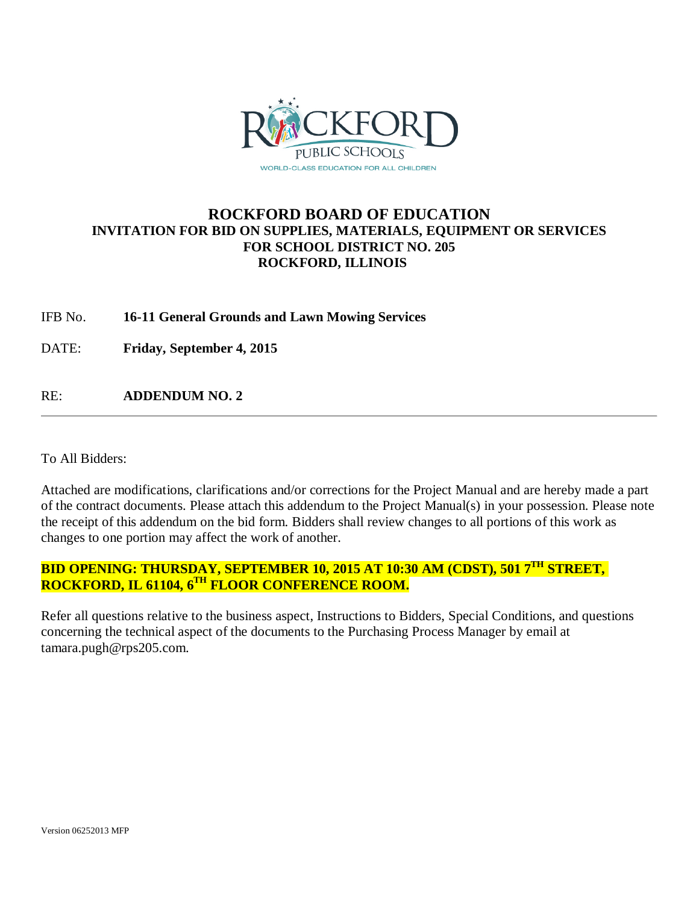ROCKFORD PUBLIC SCHOOLS

WORLD-CLASS EDUCATION FOR ALL CHILDREN

# ROCKFORD BOARD OF EDUCATION

## INVITATION FOR BID ON SUPPLIES, MATERIALS, EQUIPMENT OR SERVICES FOR SCHOOL DISTRICT NO. 205 ROCKFORD, ILLINOIS

IFB No. **16-11 General Grounds and Lawn Mowing Services**

DATE: **Friday, September 4, 2015**

RE: **ADDENDUM NO. 2**

---

To All Bidders:

Attached are modifications, clarifications and/or corrections for the Project Manual and are hereby made a part of the contract documents. Please attach this addendum to the Project Manual(s) in your possession. Please note the receipt of this addendum on the bid form. Bidders shall review changes to all portions of this work as changes to one portion may affect the work of another.

**BID OPENING: THURSDAY, SEPTEMBER 10, 2015 AT 10:30 AM (CDST), 501 7TH STREET, ROCKFORD, IL 61104, 6TH FLOOR CONFERENCE ROOM.**

Refer all questions relative to the business aspect, Instructions to Bidders, Special Conditions, and questions concerning the technical aspect of the documents to the Purchasing Process Manager by email at tamara.pugh@rps205.com.

Version 06252013 MFP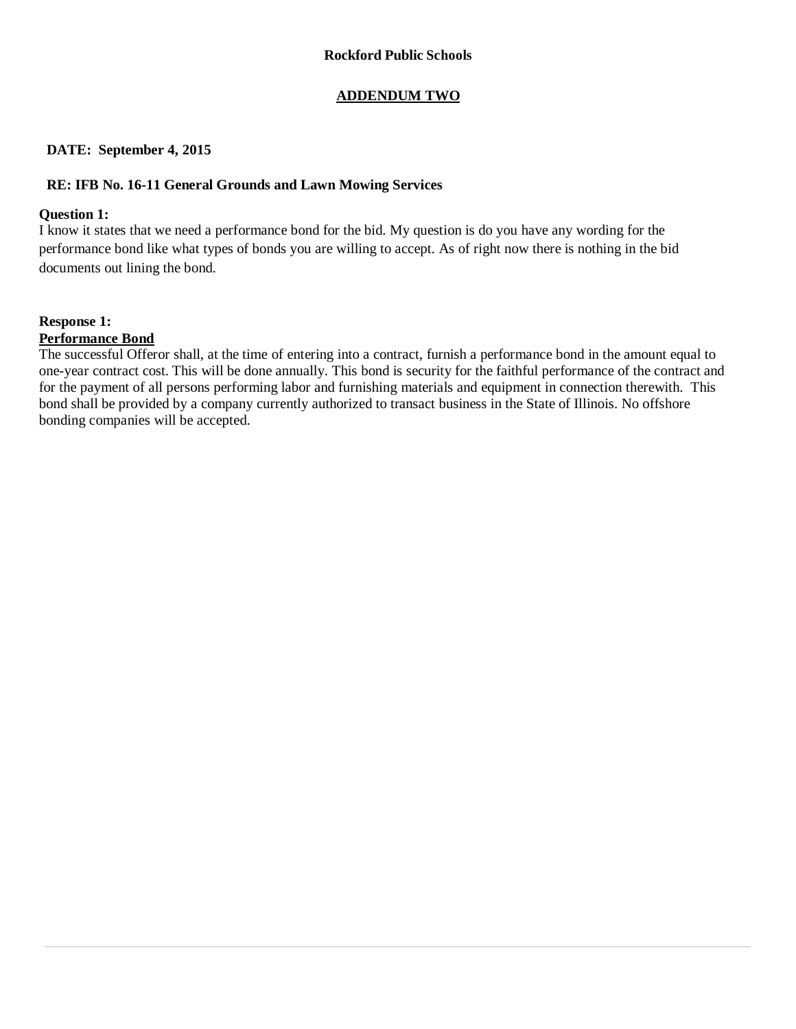**Rockford Public Schools**

## ADDENDUM TWO

**DATE: September 4, 2015**

**RE: IFB No. 16-11 General Grounds and Lawn Mowing Services**

**Question 1:**
I know it states that we need a performance bond for the bid. My question is do you have any wording for the performance bond like what types of bonds you are willing to accept. As of right now there is nothing in the bid documents out lining the bond.

**Response 1:**
**Performance Bond**
The successful Offeror shall, at the time of entering into a contract, furnish a performance bond in the amount equal to one-year contract cost. This will be done annually. This bond is security for the faithful performance of the contract and for the payment of all persons performing labor and furnishing materials and equipment in connection therewith. This bond shall be provided by a company currently authorized to transact business in the State of Illinois. No offshore bonding companies will be accepted.